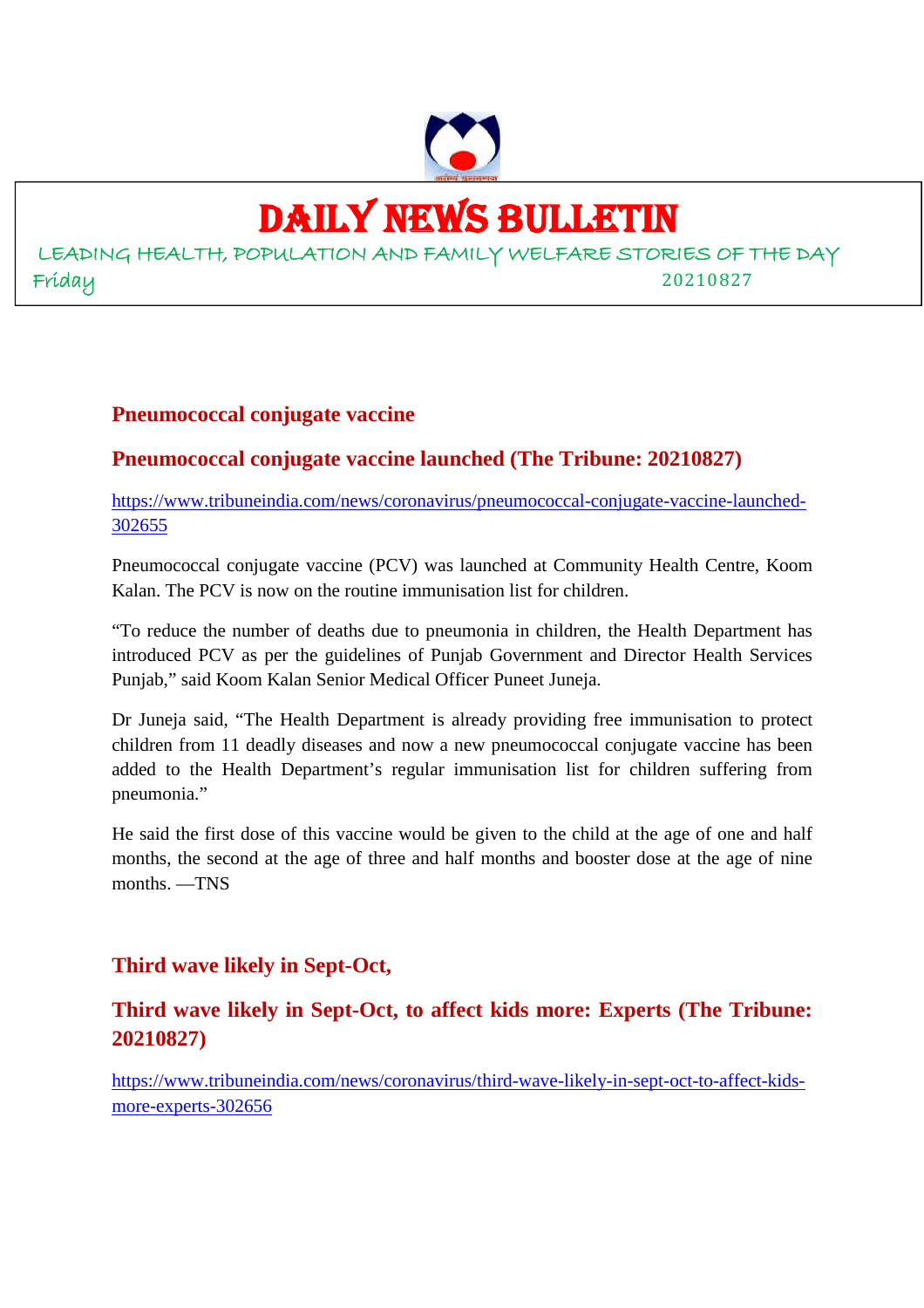# DAILY NEWS BULLETIN

LEADING HEALTH, POPULATION AND FAMILY WELFARE STORIES OF THE DAY

Friday 20210827

## Pneumococcal conjugate vaccine

### Pneumococcal conjugate vaccine launched (The Tribune: 20210827)

https://www.tribuneindia.com/news/coronavirus/pneumococcal-conjugate-vaccine-launched-302655

Pneumococcal conjugate vaccine (PCV) was launched at Community Health Centre, Koom Kalan. The PCV is now on the routine immunisation list for children.

"To reduce the number of deaths due to pneumonia in children, the Health Department has introduced PCV as per the guidelines of Punjab Government and Director Health Services Punjab," said Koom Kalan Senior Medical Officer Puneet Juneja.

Dr Juneja said, "The Health Department is already providing free immunisation to protect children from 11 deadly diseases and now a new pneumococcal conjugate vaccine has been added to the Health Department's regular immunisation list for children suffering from pneumonia."

He said the first dose of this vaccine would be given to the child at the age of one and half months, the second at the age of three and half months and booster dose at the age of nine months. —TNS

## Third wave likely in Sept-Oct,

### Third wave likely in Sept-Oct, to affect kids more: Experts (The Tribune: 20210827)

https://www.tribuneindia.com/news/coronavirus/third-wave-likely-in-sept-oct-to-affect-kids-more-experts-302656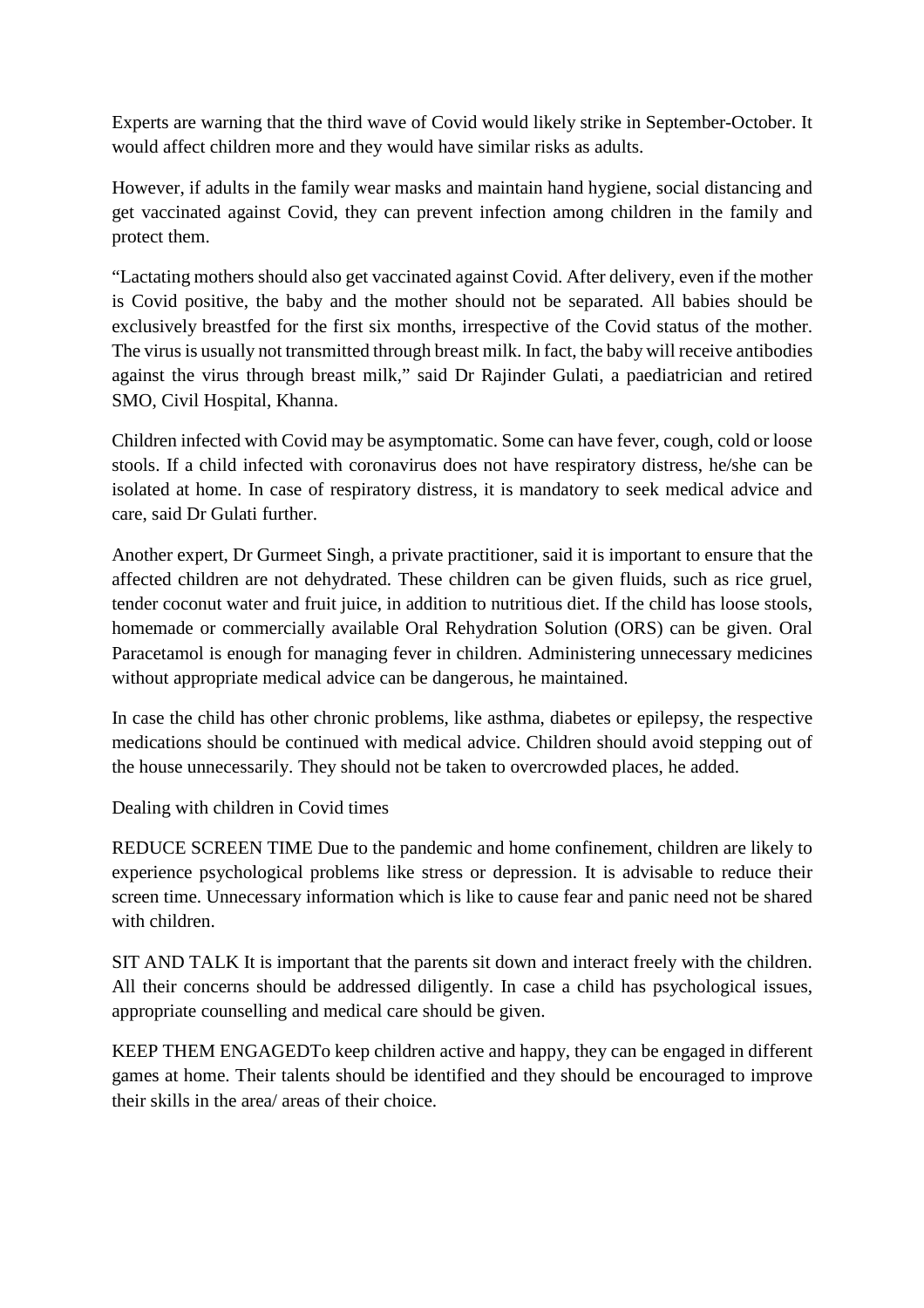Experts are warning that the third wave of Covid would likely strike in September-October. It would affect children more and they would have similar risks as adults.

However, if adults in the family wear masks and maintain hand hygiene, social distancing and get vaccinated against Covid, they can prevent infection among children in the family and protect them.

"Lactating mothers should also get vaccinated against Covid. After delivery, even if the mother is Covid positive, the baby and the mother should not be separated. All babies should be exclusively breastfed for the first six months, irrespective of the Covid status of the mother. The virus is usually not transmitted through breast milk. In fact, the baby will receive antibodies against the virus through breast milk," said Dr Rajinder Gulati, a paediatrician and retired SMO, Civil Hospital, Khanna.

Children infected with Covid may be asymptomatic. Some can have fever, cough, cold or loose stools. If a child infected with coronavirus does not have respiratory distress, he/she can be isolated at home. In case of respiratory distress, it is mandatory to seek medical advice and care, said Dr Gulati further.

Another expert, Dr Gurmeet Singh, a private practitioner, said it is important to ensure that the affected children are not dehydrated. These children can be given fluids, such as rice gruel, tender coconut water and fruit juice, in addition to nutritious diet. If the child has loose stools, homemade or commercially available Oral Rehydration Solution (ORS) can be given. Oral Paracetamol is enough for managing fever in children. Administering unnecessary medicines without appropriate medical advice can be dangerous, he maintained.

In case the child has other chronic problems, like asthma, diabetes or epilepsy, the respective medications should be continued with medical advice. Children should avoid stepping out of the house unnecessarily. They should not be taken to overcrowded places, he added.

Dealing with children in Covid times

REDUCE SCREEN TIME Due to the pandemic and home confinement, children are likely to experience psychological problems like stress or depression. It is advisable to reduce their screen time. Unnecessary information which is like to cause fear and panic need not be shared with children.

SIT AND TALK It is important that the parents sit down and interact freely with the children. All their concerns should be addressed diligently. In case a child has psychological issues, appropriate counselling and medical care should be given.

KEEP THEM ENGAGEDTo keep children active and happy, they can be engaged in different games at home. Their talents should be identified and they should be encouraged to improve their skills in the area/ areas of their choice.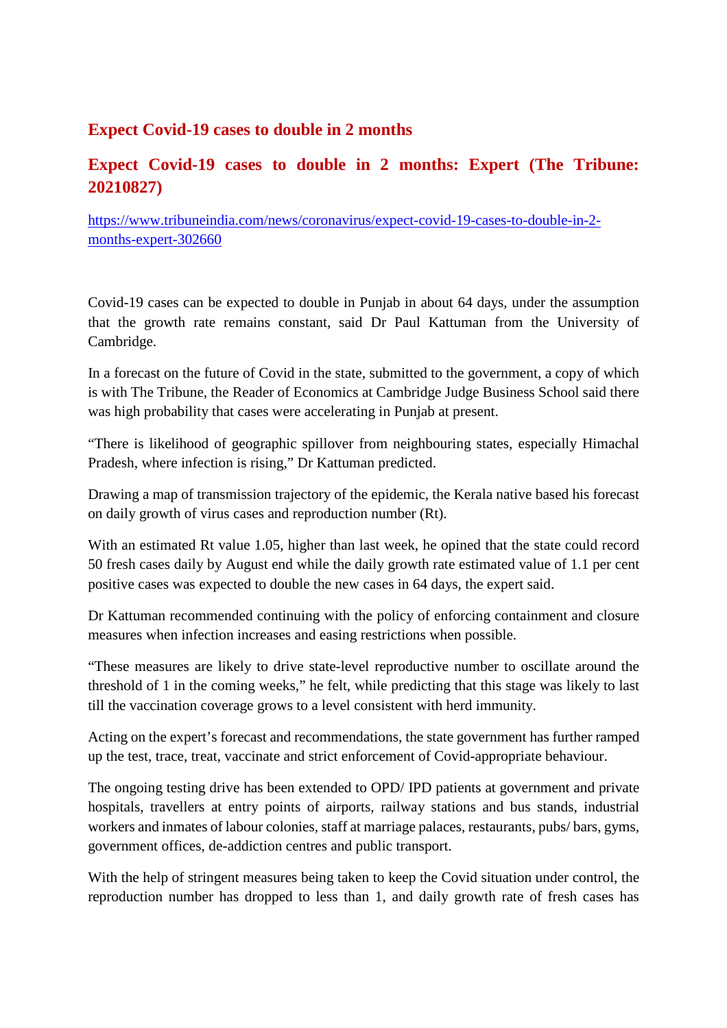## Expect Covid-19 cases to double in 2 months

## Expect Covid-19 cases to double in 2 months: Expert (The Tribune: 20210827)

https://www.tribuneindia.com/news/coronavirus/expect-covid-19-cases-to-double-in-2-months-expert-302660

Covid-19 cases can be expected to double in Punjab in about 64 days, under the assumption that the growth rate remains constant, said Dr Paul Kattuman from the University of Cambridge.

In a forecast on the future of Covid in the state, submitted to the government, a copy of which is with The Tribune, the Reader of Economics at Cambridge Judge Business School said there was high probability that cases were accelerating in Punjab at present.

"There is likelihood of geographic spillover from neighbouring states, especially Himachal Pradesh, where infection is rising," Dr Kattuman predicted.

Drawing a map of transmission trajectory of the epidemic, the Kerala native based his forecast on daily growth of virus cases and reproduction number (Rt).

With an estimated Rt value 1.05, higher than last week, he opined that the state could record 50 fresh cases daily by August end while the daily growth rate estimated value of 1.1 per cent positive cases was expected to double the new cases in 64 days, the expert said.

Dr Kattuman recommended continuing with the policy of enforcing containment and closure measures when infection increases and easing restrictions when possible.

"These measures are likely to drive state-level reproductive number to oscillate around the threshold of 1 in the coming weeks," he felt, while predicting that this stage was likely to last till the vaccination coverage grows to a level consistent with herd immunity.

Acting on the expert's forecast and recommendations, the state government has further ramped up the test, trace, treat, vaccinate and strict enforcement of Covid-appropriate behaviour.

The ongoing testing drive has been extended to OPD/ IPD patients at government and private hospitals, travellers at entry points of airports, railway stations and bus stands, industrial workers and inmates of labour colonies, staff at marriage palaces, restaurants, pubs/ bars, gyms, government offices, de-addiction centres and public transport.

With the help of stringent measures being taken to keep the Covid situation under control, the reproduction number has dropped to less than 1, and daily growth rate of fresh cases has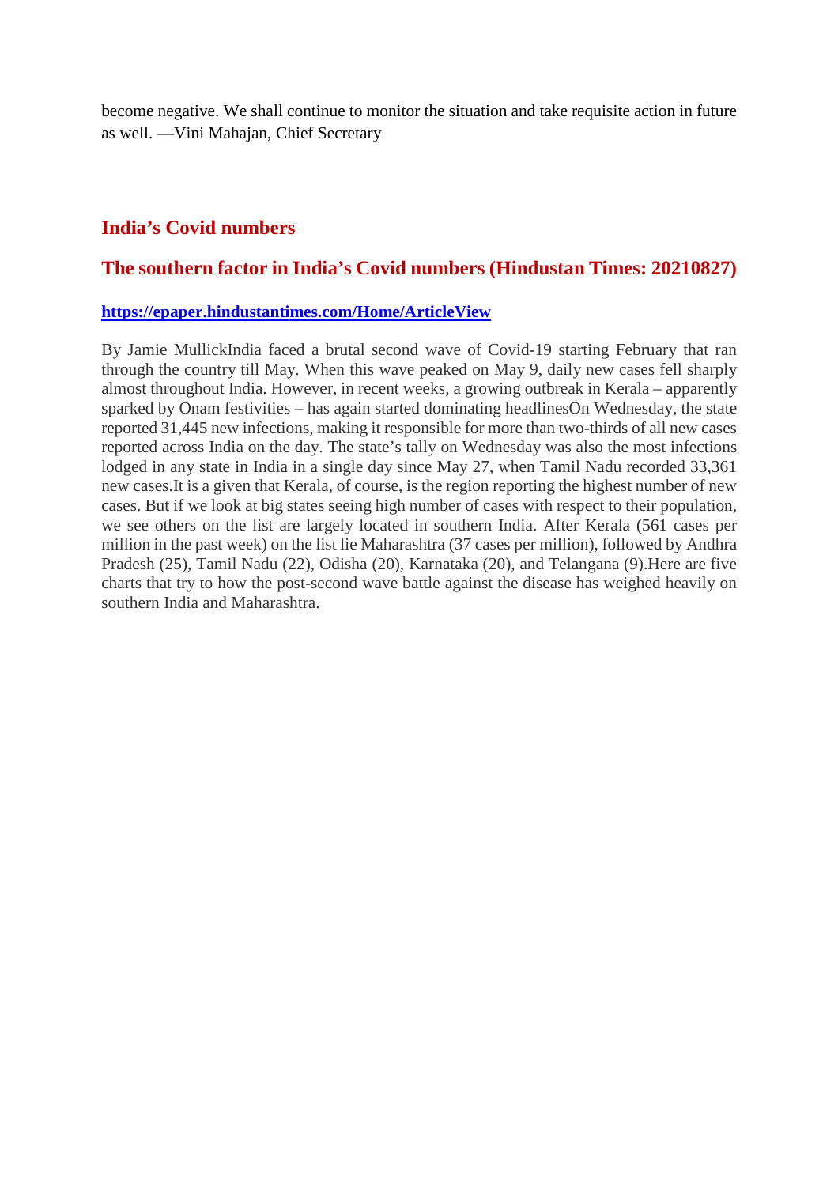become negative. We shall continue to monitor the situation and take requisite action in future as well. —Vini Mahajan, Chief Secretary

## India's Covid numbers

## The southern factor in India's Covid numbers (Hindustan Times: 20210827)

**https://epaper.hindustantimes.com/Home/ArticleView**

By Jamie MullickIndia faced a brutal second wave of Covid-19 starting February that ran through the country till May. When this wave peaked on May 9, daily new cases fell sharply almost throughout India. However, in recent weeks, a growing outbreak in Kerala – apparently sparked by Onam festivities – has again started dominating headlinesOn Wednesday, the state reported 31,445 new infections, making it responsible for more than two-thirds of all new cases reported across India on the day. The state's tally on Wednesday was also the most infections lodged in any state in India in a single day since May 27, when Tamil Nadu recorded 33,361 new cases.It is a given that Kerala, of course, is the region reporting the highest number of new cases. But if we look at big states seeing high number of cases with respect to their population, we see others on the list are largely located in southern India. After Kerala (561 cases per million in the past week) on the list lie Maharashtra (37 cases per million), followed by Andhra Pradesh (25), Tamil Nadu (22), Odisha (20), Karnataka (20), and Telangana (9).Here are five charts that try to how the post-second wave battle against the disease has weighed heavily on southern India and Maharashtra.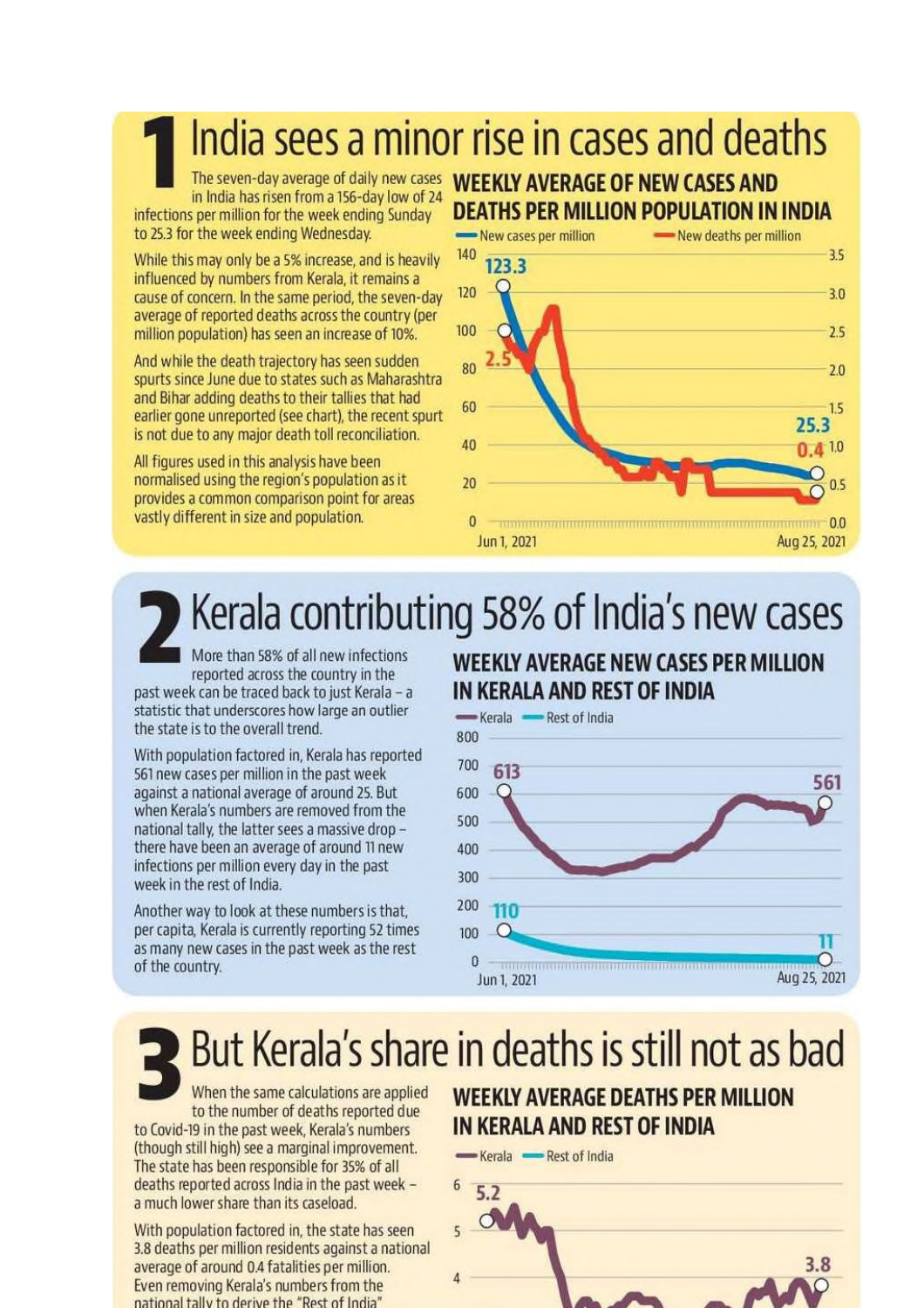# 1 India sees a minor rise in cases and deaths

The seven-day average of daily new cases in India has risen from a 156-day low of 24 infections per million for the week ending Sunday to 25.3 for the week ending Wednesday.

While this may only be a 5% increase, and is heavily influenced by numbers from Kerala, it remains a cause of concern. In the same period, the seven-day average of reported deaths across the country (per million population) has seen an increase of 10%.

And while the death trajectory has seen sudden spurts since June due to states such as Maharashtra and Bihar adding deaths to their tallies that had earlier gone unreported (see chart), the recent spurt is not due to any major death toll reconciliation.

All figures used in this analysis have been normalised using the region's population as it provides a common comparison point for areas vastly different in size and population.

**WEEKLY AVERAGE OF NEW CASES AND DEATHS PER MILLION POPULATION IN INDIA**

New cases per million | New deaths per million

123.3 | 2.5 | 25.3 | 0.4

Jun 1, 2021 — Aug 25, 2021

# 2 Kerala contributing 58% of India's new cases

More than 58% of all new infections reported across the country in the past week can be traced back to just Kerala – a statistic that underscores how large an outlier the state is to the overall trend.

With population factored in, Kerala has reported 561 new cases per million in the past week against a national average of around 25. But when Kerala's numbers are removed from the national tally, the latter sees a massive drop – there have been an average of around 11 new infections per million every day in the past week in the rest of India.

Another way to look at these numbers is that, per capita, Kerala is currently reporting 52 times as many new cases in the past week as the rest of the country.

**WEEKLY AVERAGE NEW CASES PER MILLION IN KERALA AND REST OF INDIA**

Kerala | Rest of India

613 | 561 | 110 | 11

Jun 1, 2021 — Aug 25, 2021

# 3 But Kerala's share in deaths is still not as bad

When the same calculations are applied to the number of deaths reported due to Covid-19 in the past week, Kerala's numbers (though still high) see a marginal improvement. The state has been responsible for 35% of all deaths reported across India in the past week – a much lower share than its caseload.

With population factored in, the state has seen 3.8 deaths per million residents against a national average of around 0.4 fatalities per million. Even removing Kerala's numbers from the national tally to derive the "Rest of India"

**WEEKLY AVERAGE DEATHS PER MILLION IN KERALA AND REST OF INDIA**

Kerala | Rest of India

5.2 | 3.8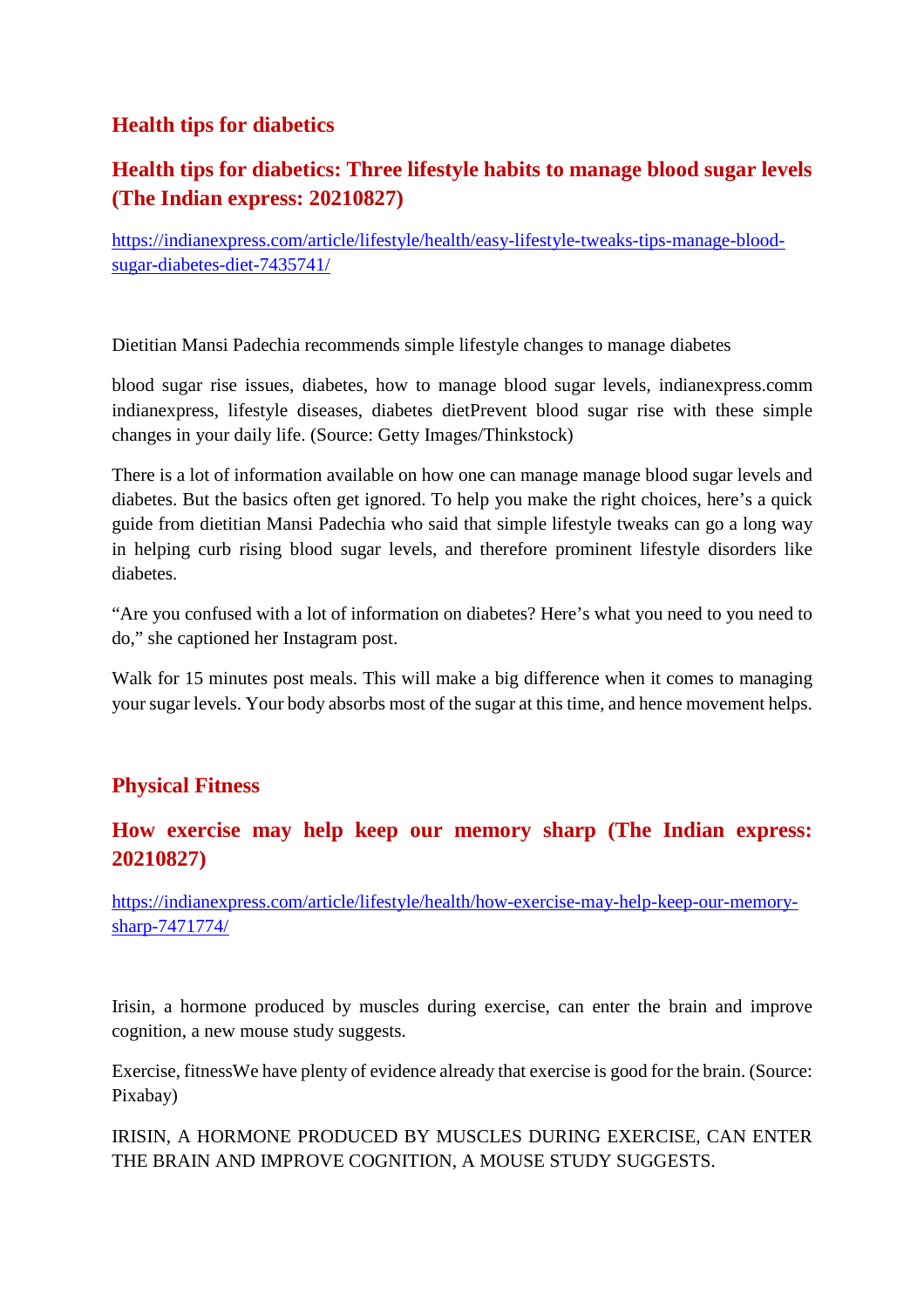## Health tips for diabetics

### Health tips for diabetics: Three lifestyle habits to manage blood sugar levels (The Indian express: 20210827)

https://indianexpress.com/article/lifestyle/health/easy-lifestyle-tweaks-tips-manage-blood-sugar-diabetes-diet-7435741/

Dietitian Mansi Padechia recommends simple lifestyle changes to manage diabetes

blood sugar rise issues, diabetes, how to manage blood sugar levels, indianexpress.comm indianexpress, lifestyle diseases, diabetes dietPrevent blood sugar rise with these simple changes in your daily life. (Source: Getty Images/Thinkstock)

There is a lot of information available on how one can manage manage blood sugar levels and diabetes. But the basics often get ignored. To help you make the right choices, here's a quick guide from dietitian Mansi Padechia who said that simple lifestyle tweaks can go a long way in helping curb rising blood sugar levels, and therefore prominent lifestyle disorders like diabetes.

"Are you confused with a lot of information on diabetes? Here's what you need to you need to do," she captioned her Instagram post.

Walk for 15 minutes post meals. This will make a big difference when it comes to managing your sugar levels. Your body absorbs most of the sugar at this time, and hence movement helps.

## Physical Fitness

### How exercise may help keep our memory sharp (The Indian express: 20210827)

https://indianexpress.com/article/lifestyle/health/how-exercise-may-help-keep-our-memory-sharp-7471774/

Irisin, a hormone produced by muscles during exercise, can enter the brain and improve cognition, a new mouse study suggests.

Exercise, fitnessWe have plenty of evidence already that exercise is good for the brain. (Source: Pixabay)

IRISIN, A HORMONE PRODUCED BY MUSCLES DURING EXERCISE, CAN ENTER THE BRAIN AND IMPROVE COGNITION, A MOUSE STUDY SUGGESTS.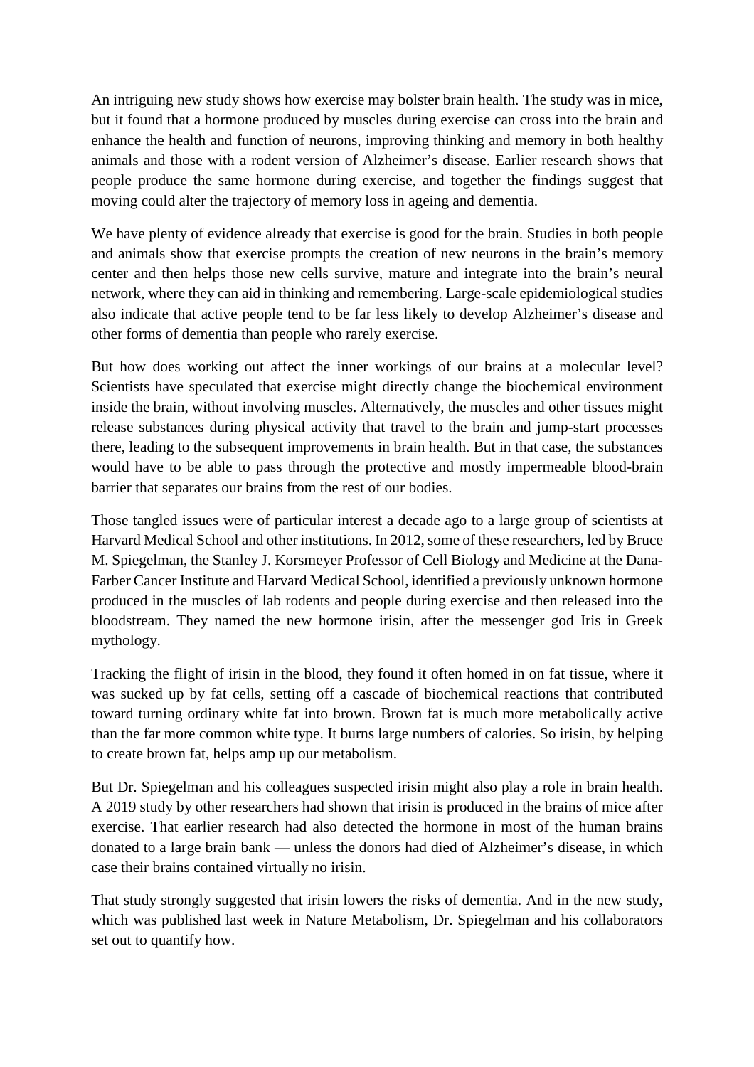An intriguing new study shows how exercise may bolster brain health. The study was in mice, but it found that a hormone produced by muscles during exercise can cross into the brain and enhance the health and function of neurons, improving thinking and memory in both healthy animals and those with a rodent version of Alzheimer's disease. Earlier research shows that people produce the same hormone during exercise, and together the findings suggest that moving could alter the trajectory of memory loss in ageing and dementia.

We have plenty of evidence already that exercise is good for the brain. Studies in both people and animals show that exercise prompts the creation of new neurons in the brain's memory center and then helps those new cells survive, mature and integrate into the brain's neural network, where they can aid in thinking and remembering. Large-scale epidemiological studies also indicate that active people tend to be far less likely to develop Alzheimer's disease and other forms of dementia than people who rarely exercise.

But how does working out affect the inner workings of our brains at a molecular level? Scientists have speculated that exercise might directly change the biochemical environment inside the brain, without involving muscles. Alternatively, the muscles and other tissues might release substances during physical activity that travel to the brain and jump-start processes there, leading to the subsequent improvements in brain health. But in that case, the substances would have to be able to pass through the protective and mostly impermeable blood-brain barrier that separates our brains from the rest of our bodies.

Those tangled issues were of particular interest a decade ago to a large group of scientists at Harvard Medical School and other institutions. In 2012, some of these researchers, led by Bruce M. Spiegelman, the Stanley J. Korsmeyer Professor of Cell Biology and Medicine at the Dana-Farber Cancer Institute and Harvard Medical School, identified a previously unknown hormone produced in the muscles of lab rodents and people during exercise and then released into the bloodstream. They named the new hormone irisin, after the messenger god Iris in Greek mythology.

Tracking the flight of irisin in the blood, they found it often homed in on fat tissue, where it was sucked up by fat cells, setting off a cascade of biochemical reactions that contributed toward turning ordinary white fat into brown. Brown fat is much more metabolically active than the far more common white type. It burns large numbers of calories. So irisin, by helping to create brown fat, helps amp up our metabolism.

But Dr. Spiegelman and his colleagues suspected irisin might also play a role in brain health. A 2019 study by other researchers had shown that irisin is produced in the brains of mice after exercise. That earlier research had also detected the hormone in most of the human brains donated to a large brain bank — unless the donors had died of Alzheimer's disease, in which case their brains contained virtually no irisin.

That study strongly suggested that irisin lowers the risks of dementia. And in the new study, which was published last week in Nature Metabolism, Dr. Spiegelman and his collaborators set out to quantify how.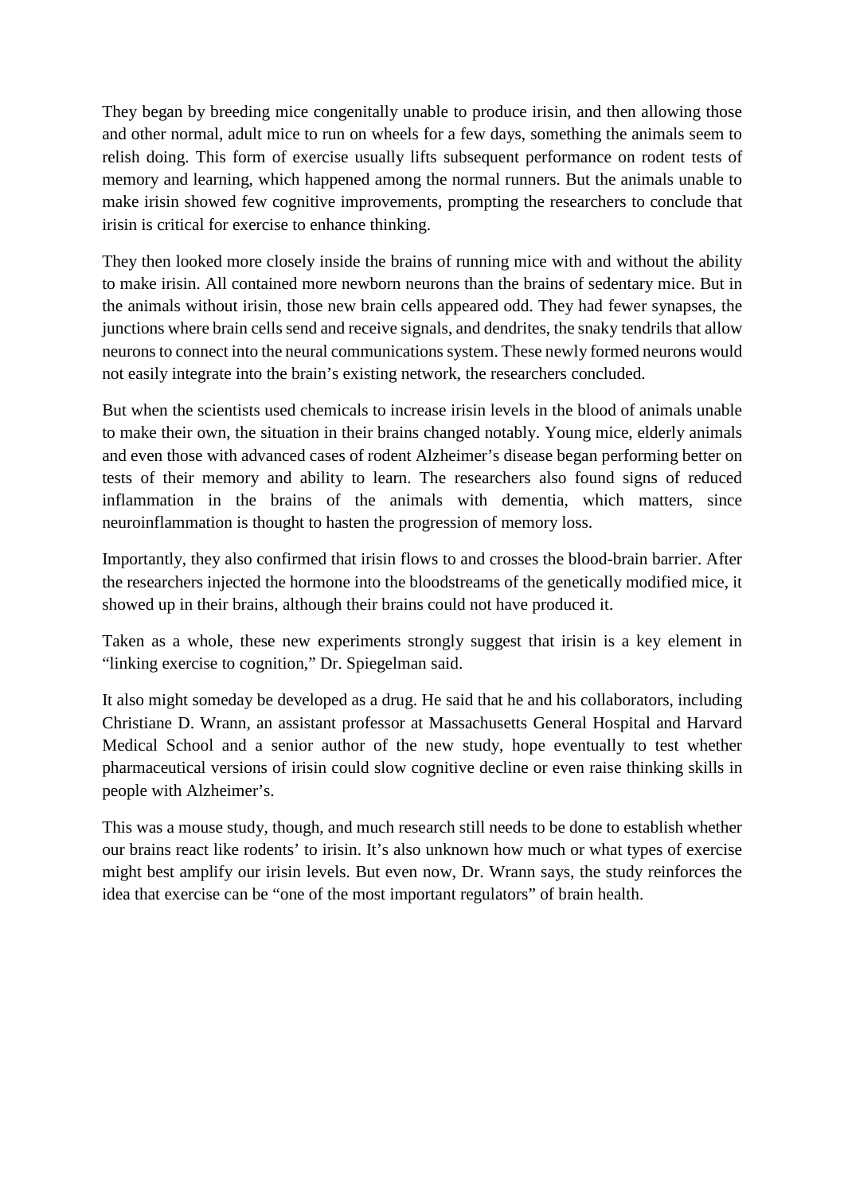They began by breeding mice congenitally unable to produce irisin, and then allowing those and other normal, adult mice to run on wheels for a few days, something the animals seem to relish doing. This form of exercise usually lifts subsequent performance on rodent tests of memory and learning, which happened among the normal runners. But the animals unable to make irisin showed few cognitive improvements, prompting the researchers to conclude that irisin is critical for exercise to enhance thinking.

They then looked more closely inside the brains of running mice with and without the ability to make irisin. All contained more newborn neurons than the brains of sedentary mice. But in the animals without irisin, those new brain cells appeared odd. They had fewer synapses, the junctions where brain cells send and receive signals, and dendrites, the snaky tendrils that allow neurons to connect into the neural communications system. These newly formed neurons would not easily integrate into the brain's existing network, the researchers concluded.

But when the scientists used chemicals to increase irisin levels in the blood of animals unable to make their own, the situation in their brains changed notably. Young mice, elderly animals and even those with advanced cases of rodent Alzheimer's disease began performing better on tests of their memory and ability to learn. The researchers also found signs of reduced inflammation in the brains of the animals with dementia, which matters, since neuroinflammation is thought to hasten the progression of memory loss.

Importantly, they also confirmed that irisin flows to and crosses the blood-brain barrier. After the researchers injected the hormone into the bloodstreams of the genetically modified mice, it showed up in their brains, although their brains could not have produced it.

Taken as a whole, these new experiments strongly suggest that irisin is a key element in "linking exercise to cognition," Dr. Spiegelman said.

It also might someday be developed as a drug. He said that he and his collaborators, including Christiane D. Wrann, an assistant professor at Massachusetts General Hospital and Harvard Medical School and a senior author of the new study, hope eventually to test whether pharmaceutical versions of irisin could slow cognitive decline or even raise thinking skills in people with Alzheimer's.

This was a mouse study, though, and much research still needs to be done to establish whether our brains react like rodents' to irisin. It's also unknown how much or what types of exercise might best amplify our irisin levels. But even now, Dr. Wrann says, the study reinforces the idea that exercise can be "one of the most important regulators" of brain health.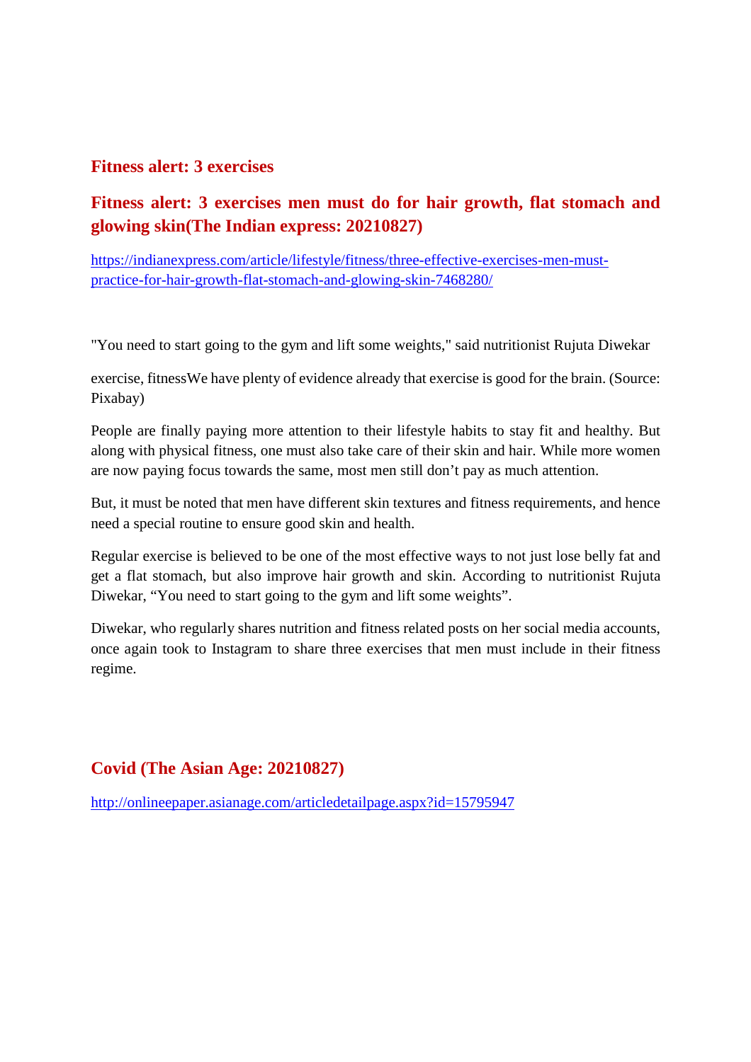## Fitness alert: 3 exercises

## Fitness alert: 3 exercises men must do for hair growth, flat stomach and glowing skin(The Indian express: 20210827)

https://indianexpress.com/article/lifestyle/fitness/three-effective-exercises-men-must-practice-for-hair-growth-flat-stomach-and-glowing-skin-7468280/

"You need to start going to the gym and lift some weights," said nutritionist Rujuta Diwekar

exercise, fitnessWe have plenty of evidence already that exercise is good for the brain. (Source: Pixabay)

People are finally paying more attention to their lifestyle habits to stay fit and healthy. But along with physical fitness, one must also take care of their skin and hair. While more women are now paying focus towards the same, most men still don't pay as much attention.

But, it must be noted that men have different skin textures and fitness requirements, and hence need a special routine to ensure good skin and health.

Regular exercise is believed to be one of the most effective ways to not just lose belly fat and get a flat stomach, but also improve hair growth and skin. According to nutritionist Rujuta Diwekar, "You need to start going to the gym and lift some weights".

Diwekar, who regularly shares nutrition and fitness related posts on her social media accounts, once again took to Instagram to share three exercises that men must include in their fitness regime.

## Covid (The Asian Age: 20210827)

http://onlineepaper.asianage.com/articledetailpage.aspx?id=15795947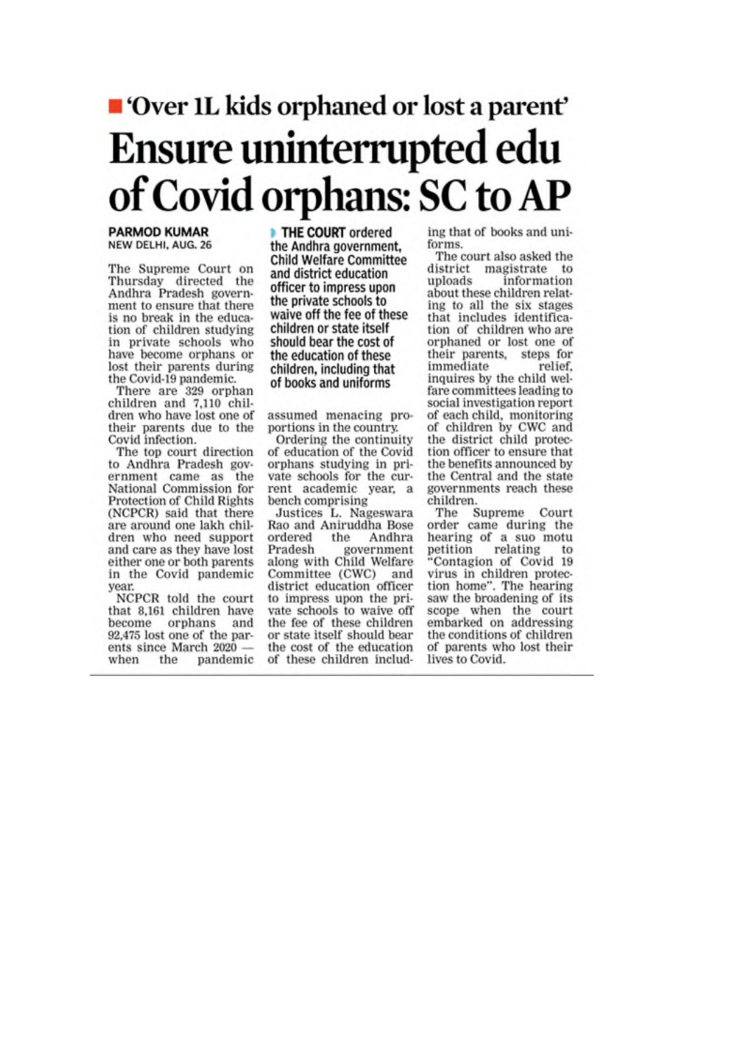■ 'Over 1L kids orphaned or lost a parent'

# Ensure uninterrupted edu of Covid orphans: SC to AP

**PARMOD KUMAR**
NEW DELHI, AUG. 26

The Supreme Court on Thursday directed the Andhra Pradesh government to ensure that there is no break in the education of children studying in private schools who have become orphans or lost their parents during the Covid-19 pandemic.

There are 329 orphan children and 7,110 children who have lost one of their parents due to the Covid infection.

The top court direction to Andhra Pradesh government came as the National Commission for Protection of Child Rights (NCPCR) said that there are around one lakh children who need support and care as they have lost either one or both parents in the Covid pandemic year.

NCPCR told the court that 8,161 children have become orphans and 92,475 lost one of the parents since March 2020 — when the pandemic assumed menacing proportions in the country.

> **THE COURT** ordered the Andhra government, Child Welfare Committee and district education officer to impress upon the private schools to waive off the fee of these children or state itself should bear the cost of the education of these children, including that of books and uniforms

Ordering the continuity of education of the Covid orphans studying in private schools for the current academic year, a bench comprising Justices L. Nageswara Rao and Aniruddha Bose ordered the Andhra Pradesh government along with Child Welfare Committee (CWC) and district education officer to impress upon the private schools to waive off the fee of these children or state itself should bear the cost of the education of these children including that of books and uniforms.

The court also asked the district magistrate to uploads information about these children relating to all the six stages that includes identification of children who are orphaned or lost one of their parents, steps for immediate relief, inquires by the child welfare committees leading to social investigation report of each child, monitoring of children by CWC and the district child protection officer to ensure that the benefits announced by the Central and the state governments reach these children.

The Supreme Court order came during the hearing of a suo motu petition relating to "Contagion of Covid 19 virus in children protection home". The hearing saw the broadening of its scope when the court embarked on addressing the conditions of children of parents who lost their lives to Covid.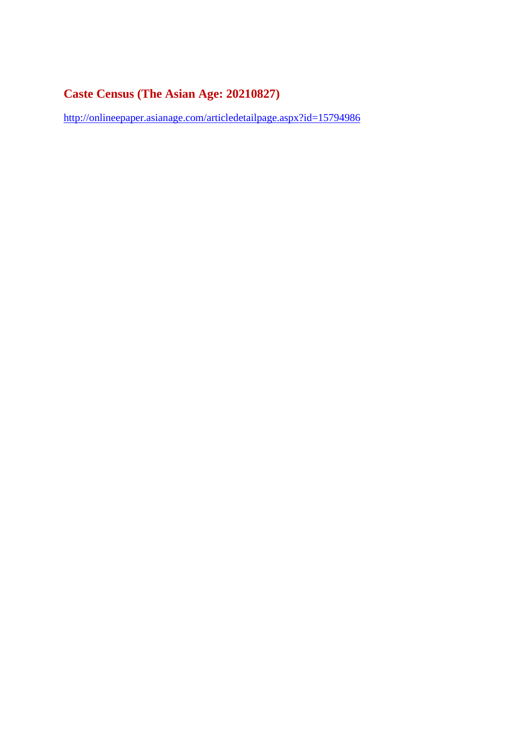# Caste Census (The Asian Age: 20210827)

http://onlineepaper.asianage.com/articledetailpage.aspx?id=15794986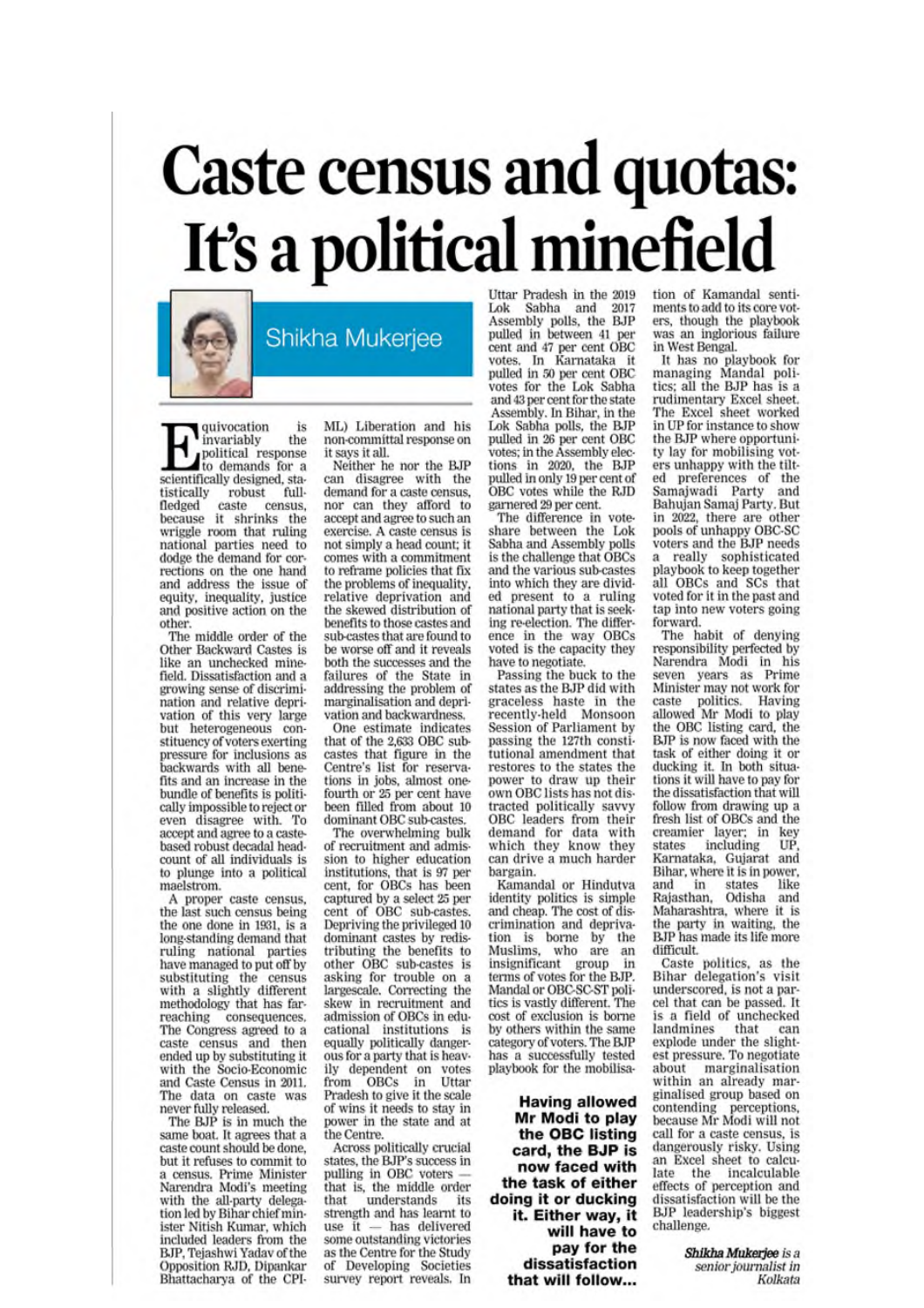# Caste census and quotas: It's a political minefield

**Shikha Mukerjee**

Equivocation is invariably the political response to demands for a scientifically designed, statistically robust full-fledged caste census, because it shrinks the wriggle room that ruling national parties need to dodge the demand for corrections on the one hand and address the issue of equity, inequality, justice and positive action on the other.

The middle order of the Other Backward Castes is like an unchecked minefield. Dissatisfaction and a growing sense of discrimination and relative deprivation of this very large but heterogeneous constituency of voters exerting pressure for inclusions as backwards with all benefits and an increase in the bundle of benefits is politically impossible to reject or even disagree with. To accept and agree to a caste-based robust decadal headcount of all individuals is to plunge into a political maelstrom.

A proper caste census, the last such census being the one done in 1931, is a long-standing demand that ruling national parties have managed to put off by substituting the census with a slightly different methodology that has far-reaching consequences. The Congress agreed to a caste census and then ended up by substituting it with the Socio-Economic and Caste Census in 2011. The data on caste was never fully released.

The BJP is in much the same boat. It agrees that a caste count should be done, but it refuses to commit to a census. Prime Minister Narendra Modi's meeting with the all-party delegation led by Bihar chief minister Nitish Kumar, which included leaders from the BJP, Tejashwi Yadav of the Opposition RJD, Dipankar Bhattacharya of the CPI-ML) Liberation and his non-committal response on it says it all.

Neither he nor the BJP can disagree with the demand for a caste census, nor can they afford to accept and agree to such an exercise. A caste census is not simply a head count; it comes with a commitment to reframe policies that fix the problems of inequality, relative deprivation and the skewed distribution of benefits to those castes and sub-castes that are found to be worse off and it reveals both the successes and the failures of the State in addressing the problem of marginalisation and deprivation and backwardness.

One estimate indicates that of the 2,633 OBC sub-castes that figure in the Centre's list for reservations in jobs, almost one-fourth or 25 per cent have been filled from about 10 dominant OBC sub-castes.

The overwhelming bulk of recruitment and admission to higher education institutions, that is 97 per cent, for OBCs has been captured by a select 25 per cent of OBC sub-castes. Depriving the privileged 10 dominant castes by redistributing the benefits to other OBC sub-castes is asking for trouble on a largescale. Correcting the skew in recruitment and admission of OBCs in educational institutions is equally politically dangerous for a party that is heavily dependent on votes from OBCs in Uttar Pradesh to give it the scale of wins it needs to stay in power in the state and at the Centre.

Across politically crucial states, the BJP's success in pulling in OBC voters — that is, the middle order that understands its strength and has learnt to use it — has delivered some outstanding victories as the Centre for the Study of Developing Societies survey report reveals. In Uttar Pradesh in the 2019 Lok Sabha and 2017 Assembly polls, the BJP pulled in between 41 per cent and 47 per cent OBC votes. In Karnataka it pulled in 50 per cent OBC votes for the Lok Sabha and 43 per cent for the state Assembly. In Bihar, in the Lok Sabha polls, the BJP pulled in 26 per cent OBC votes; in the Assembly elections in 2020, the BJP pulled in only 19 per cent of OBC votes while the RJD garnered 29 per cent.

The difference in vote-share between the Lok Sabha and Assembly polls is the challenge that OBCs and the various sub-castes into which they are divided present to a ruling national party that is seeking re-election. The difference in the way OBCs voted is the capacity they have to negotiate.

Passing the buck to the states as the BJP did with graceless haste in the recently-held Monsoon Session of Parliament by passing the 127th constitutional amendment that restores to the states the power to draw up their own OBC lists has not distracted politically savvy OBC leaders from their demand for data with which they know they can drive a much harder bargain.

Kamandal or Hindutva identity politics is simple and cheap. The cost of discrimination and deprivation is borne by the Muslims, who are an insignificant group in terms of votes for the BJP. Mandal or OBC-SC-ST politics is vastly different. The cost of exclusion is borne by others within the same category of voters. The BJP has a successfully tested playbook for the mobilisation of Kamandal sentiments to add to its core voters, though the playbook was an inglorious failure in West Bengal.

It has no playbook for managing Mandal politics; all the BJP has is a rudimentary Excel sheet. The Excel sheet worked in UP for instance to show the BJP where opportunity lay for mobilising voters unhappy with the tilted preferences of the Samajwadi Party and Bahujan Samaj Party. But in 2022, there are other pools of unhappy OBC-SC voters and the BJP needs a really sophisticated playbook to keep together all OBCs and SCs that voted for it in the past and tap into new voters going forward.

The habit of denying responsibility perfected by Narendra Modi in his seven years as Prime Minister may not work for caste politics. Having allowed Mr Modi to play the OBC listing card, the BJP is now faced with the task of either doing it or ducking it. In both situations it will have to pay for the dissatisfaction that will follow from drawing up a fresh list of OBCs and the creamier layer; in key states including UP, Karnataka, Gujarat and Bihar, where it is in power, and in states like Rajasthan, Odisha and Maharashtra, where it is the party in waiting, the BJP has made its life more difficult.

> **Having allowed Mr Modi to play the OBC listing card, the BJP is now faced with the task of either doing it or ducking it. Either way, it will have to pay for the dissatisfaction that will follow...**

Caste politics, as the Bihar delegation's visit underscored, is not a parcel that can be passed. It is a field of unchecked landmines that can explode under the slightest pressure. To negotiate about marginalisation within an already marginalised group based on contending perceptions, because Mr Modi will not call for a caste census, is dangerously risky. Using an Excel sheet to calculate the incalculable effects of perception and dissatisfaction will be the BJP leadership's biggest challenge.

*Shikha Mukerjee is a senior journalist in Kolkata*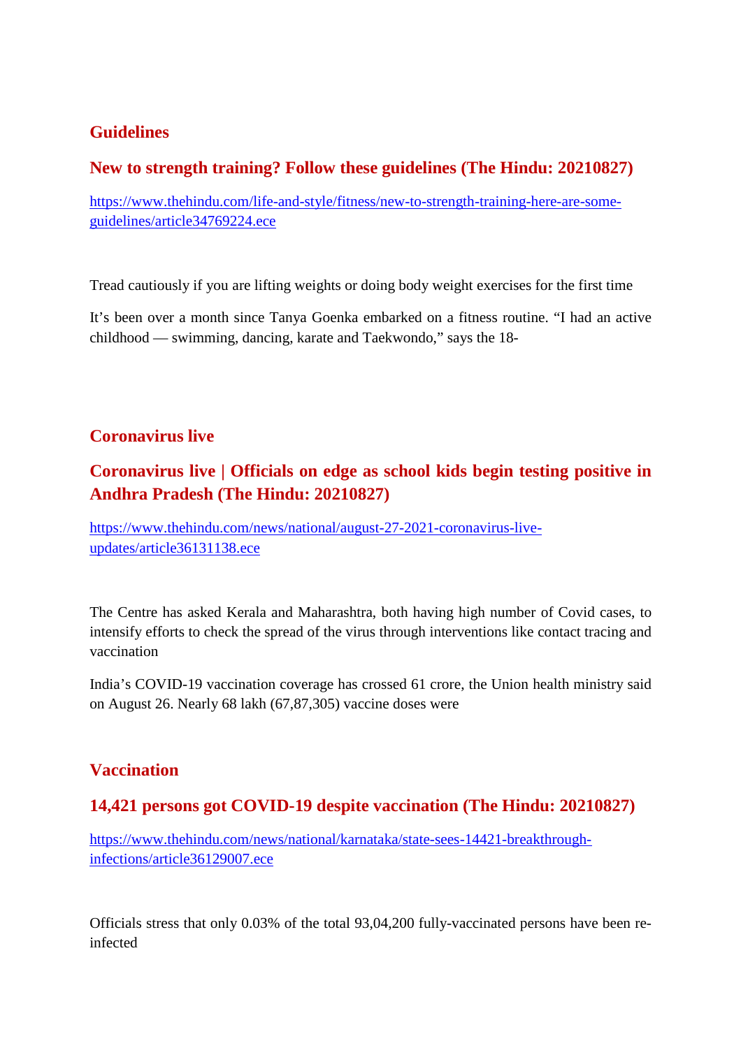## Guidelines

### New to strength training? Follow these guidelines (The Hindu: 20210827)

https://www.thehindu.com/life-and-style/fitness/new-to-strength-training-here-are-some-guidelines/article34769224.ece

Tread cautiously if you are lifting weights or doing body weight exercises for the first time

It's been over a month since Tanya Goenka embarked on a fitness routine. "I had an active childhood — swimming, dancing, karate and Taekwondo," says the 18-

## Coronavirus live

### Coronavirus live | Officials on edge as school kids begin testing positive in Andhra Pradesh (The Hindu: 20210827)

https://www.thehindu.com/news/national/august-27-2021-coronavirus-live-updates/article36131138.ece

The Centre has asked Kerala and Maharashtra, both having high number of Covid cases, to intensify efforts to check the spread of the virus through interventions like contact tracing and vaccination

India's COVID-19 vaccination coverage has crossed 61 crore, the Union health ministry said on August 26. Nearly 68 lakh (67,87,305) vaccine doses were

## Vaccination

### 14,421 persons got COVID-19 despite vaccination (The Hindu: 20210827)

https://www.thehindu.com/news/national/karnataka/state-sees-14421-breakthrough-infections/article36129007.ece

Officials stress that only 0.03% of the total 93,04,200 fully-vaccinated persons have been re-infected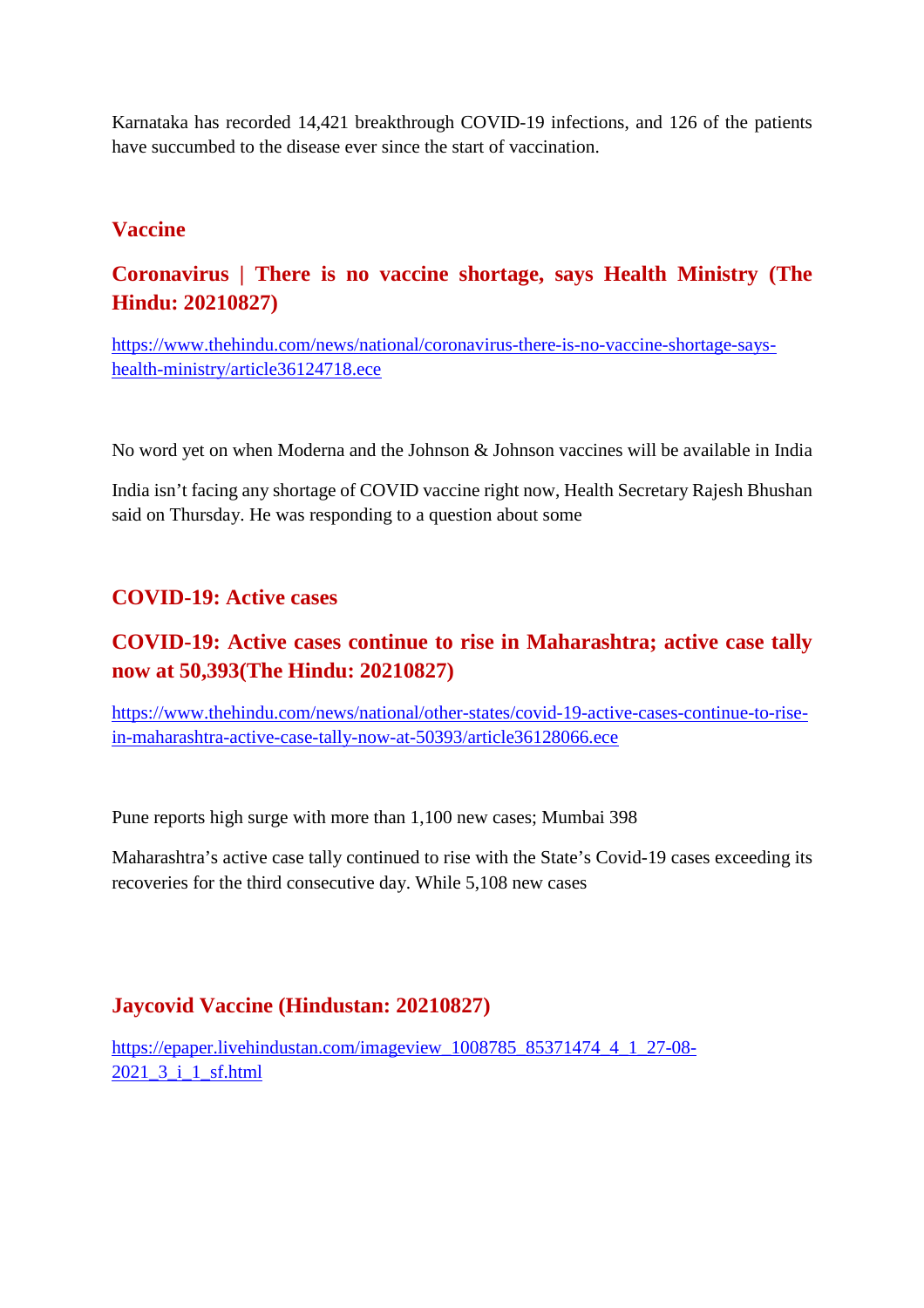Karnataka has recorded 14,421 breakthrough COVID-19 infections, and 126 of the patients have succumbed to the disease ever since the start of vaccination.

## Vaccine

## Coronavirus | There is no vaccine shortage, says Health Ministry (The Hindu: 20210827)

https://www.thehindu.com/news/national/coronavirus-there-is-no-vaccine-shortage-says-health-ministry/article36124718.ece

No word yet on when Moderna and the Johnson & Johnson vaccines will be available in India

India isn't facing any shortage of COVID vaccine right now, Health Secretary Rajesh Bhushan said on Thursday. He was responding to a question about some

## COVID-19: Active cases

## COVID-19: Active cases continue to rise in Maharashtra; active case tally now at 50,393(The Hindu: 20210827)

https://www.thehindu.com/news/national/other-states/covid-19-active-cases-continue-to-rise-in-maharashtra-active-case-tally-now-at-50393/article36128066.ece

Pune reports high surge with more than 1,100 new cases; Mumbai 398

Maharashtra's active case tally continued to rise with the State's Covid-19 cases exceeding its recoveries for the third consecutive day. While 5,108 new cases

## Jaycovid Vaccine (Hindustan: 20210827)

https://epaper.livehindustan.com/imageview_1008785_85371474_4_1_27-08-2021_3_i_1_sf.html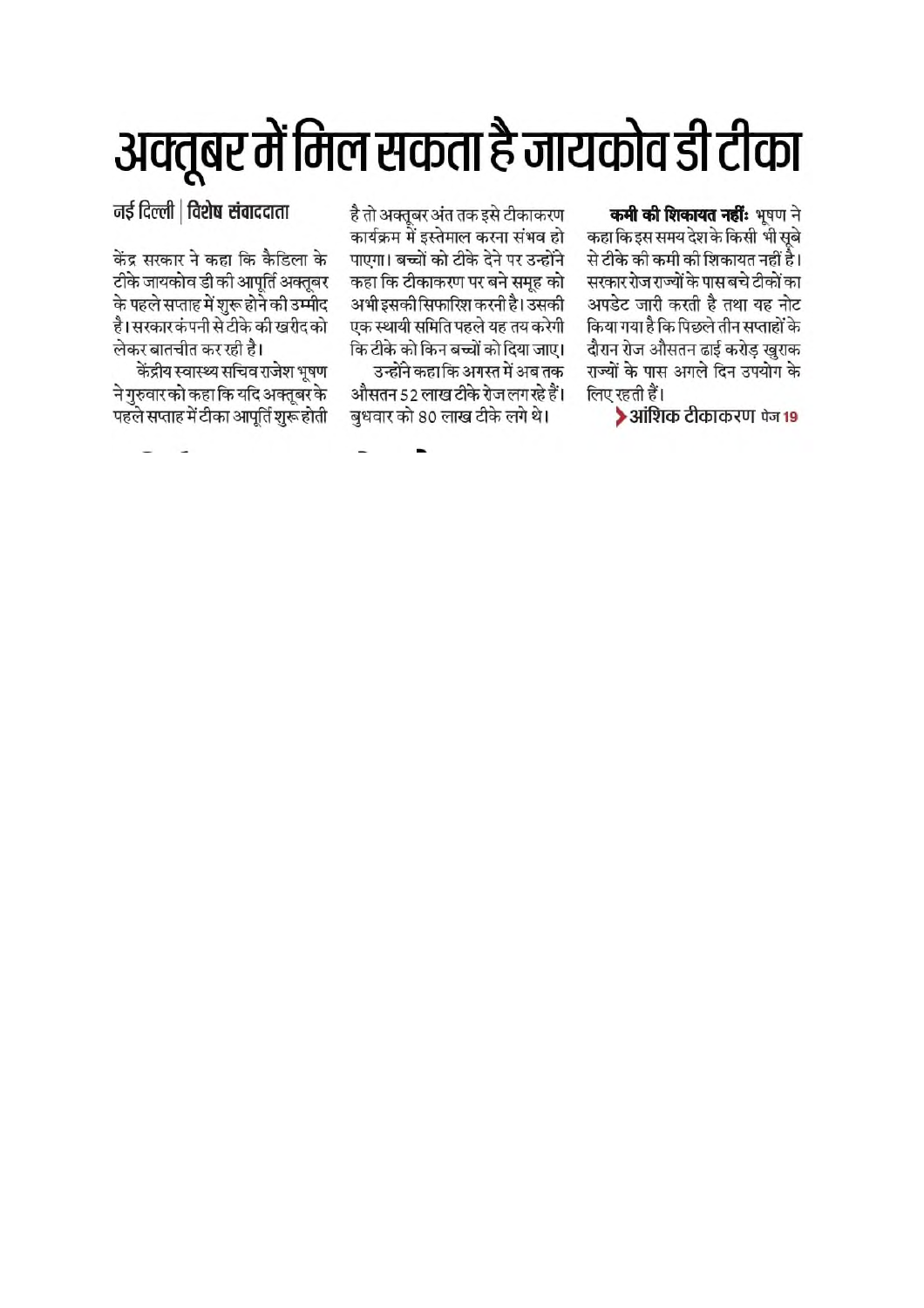# अक्तूबर में मिल सकता है जायकोव डी टीका

नई दिल्ली | **विशेष संवाददाता**

केंद्र सरकार ने कहा कि कैडिला के टीके जायकोव डी की आपूर्ति अक्तूबर के पहले सप्ताह में शुरू होने की उम्मीद है। सरकार कंपनी से टीके की खरीद को लेकर बातचीत कर रही है।

केंद्रीय स्वास्थ्य सचिव राजेश भूषण ने गुरुवार को कहा कि यदि अक्तूबर के पहले सप्ताह में टीका आपूर्ति शुरू होती है तो अक्तूबर अंत तक इसे टीकाकरण कार्यक्रम में इस्तेमाल करना संभव हो पाएगा। बच्चों को टीके देने पर उन्होंने कहा कि टीकाकरण पर बने समूह को अभी इसकी सिफारिश करनी है। उसकी एक स्थायी समिति पहले यह तय करेगी कि टीके को किन बच्चों को दिया जाए।

उन्होंने कहा कि अगस्त में अब तक औसतन 52 लाख टीके रोज लग रहे हैं। बुधवार को 80 लाख टीके लगे थे।

**कमी की शिकायत नहीं:** भूषण ने कहा कि इस समय देश के किसी भी सूबे से टीके की कमी की शिकायत नहीं है। सरकार रोज राज्यों के पास बचे टीकों का अपडेट जारी करती है तथा यह नोट किया गया है कि पिछले तीन सप्ताहों के दौरान रोज औसतन ढाई करोड़ खुराक राज्यों के पास अगले दिन उपयोग के लिए रहती हैं।

➤ **आंशिक टीकाकरण** पेज 19